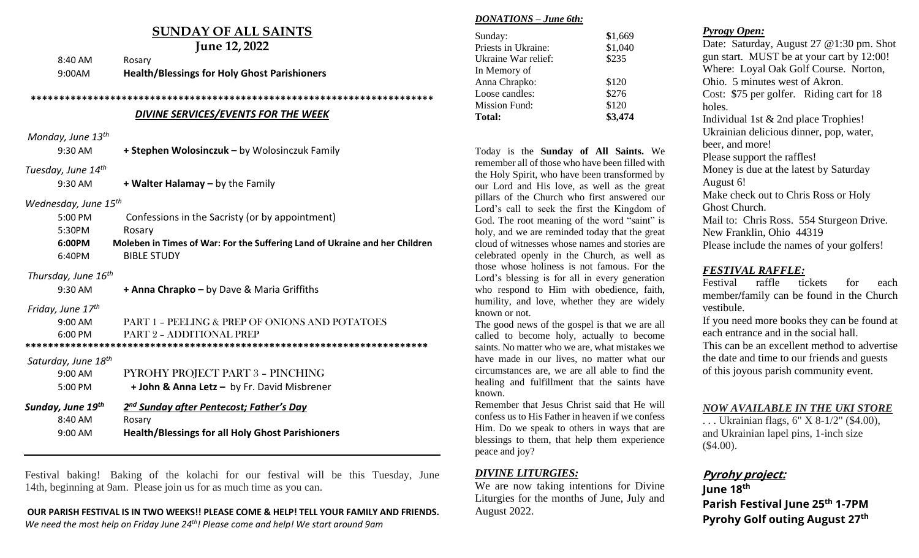## SUNDAY OF ALL SAINTS
**June 12, 2022**

8:40 AM Rosary
9:00AM **Health/Blessings for Holy Ghost Parishioners**

************************************************************************

### *DIVINE SERVICES/EVENTS FOR THE WEEK*

*Monday, June 13th*
9:30 AM **+ Stephen Wolosinczuk – by Wolosinczuk Family**

*Tuesday, June 14th*
9:30 AM **+ Walter Halamay – by the Family**

*Wednesday, June 15th*
5:00 PM Confessions in the Sacristy (or by appointment)
5:30PM Rosary
**6:00PM Moleben in Times of War: For the Suffering Land of Ukraine and her Children**
6:40PM BIBLE STUDY

*Thursday, June 16th*
9:30 AM **+ Anna Chrapko – by Dave & Maria Griffiths**

*Friday, June 17th*
9:00 AM PART 1 - PEELING & PREP OF ONIONS AND POTATOES
6:00 PM PART 2 - ADDITIONAL PREP

************************************************************************

*Saturday, June 18th*
9:00 AM PYROHY PROJECT PART 3 - PINCHING
5:00 PM **+ John & Anna Letz –** by Fr. David Misbrener

***Sunday, June 19th*** ***2nd Sunday after Pentecost; Father's Day***
8:40 AM Rosary
9:00 AM **Health/Blessings for all Holy Ghost Parishioners**

---

Festival baking! Baking of the kolachi for our festival will be this Tuesday, June 14th, beginning at 9am. Please join us for as much time as you can.

**OUR PARISH FESTIVAL IS IN TWO WEEKS!! PLEASE COME & HELP! TELL YOUR FAMILY AND FRIENDS.**
*We need the most help on Friday June 24th! Please come and help! We start around 9am*

### *DONATIONS – June 6th:*

| | |
|---|---|
| Sunday: | $1,669 |
| Priests in Ukraine: | $1,040 |
| Ukraine War relief: | $235 |
| In Memory of Anna Chrapko: | $120 |
| Loose candles: | $276 |
| Mission Fund: | $120 |
| **Total:** | **$3,474** |

Today is the **Sunday of All Saints.** We remember all of those who have been filled with the Holy Spirit, who have been transformed by our Lord and His love, as well as the great pillars of the Church who first answered our Lord's call to seek the first the Kingdom of God. The root meaning of the word "saint" is holy, and we are reminded today that the great cloud of witnesses whose names and stories are celebrated openly in the Church, as well as those whose holiness is not famous. For the Lord's blessing is for all in every generation who respond to Him with obedience, faith, humility, and love, whether they are widely known or not.

The good news of the gospel is that we are all called to become holy, actually to become saints. No matter who we are, what mistakes we have made in our lives, no matter what our circumstances are, we are all able to find the healing and fulfillment that the saints have known.

Remember that Jesus Christ said that He will confess us to His Father in heaven if we confess Him. Do we speak to others in ways that are blessings to them, that help them experience peace and joy?

### *DIVINE LITURGIES:*

We are now taking intentions for Divine Liturgies for the months of June, July and August 2022.

### *Pyrogy Open:*

Date: Saturday, August 27 @1:30 pm. Shot gun start. MUST be at your cart by 12:00!
Where: Loyal Oak Golf Course. Norton, Ohio. 5 minutes west of Akron.
Cost: $75 per golfer. Riding cart for 18 holes.
Individual 1st & 2nd place Trophies!
Ukrainian delicious dinner, pop, water, beer, and more!
Please support the raffles!
Money is due at the latest by Saturday August 6!
Make check out to Chris Ross or Holy Ghost Church.
Mail to: Chris Ross. 554 Sturgeon Drive. New Franklin, Ohio 44319
Please include the names of your golfers!

### *FESTIVAL RAFFLE:*

Festival raffle tickets for each member/family can be found in the Church vestibule.
If you need more books they can be found at each entrance and in the social hall.
This can be an excellent method to advertise the date and time to our friends and guests of this joyous parish community event.

### *NOW AVAILABLE IN THE UKI STORE*

. . . Ukrainian flags, 6" X 8-1/2" ($4.00), and Ukrainian lapel pins, 1-inch size ($4.00).

### *Pyrohy project:*

**June 18th**
**Parish Festival June 25th 1-7PM**
**Pyrohy Golf outing August 27th**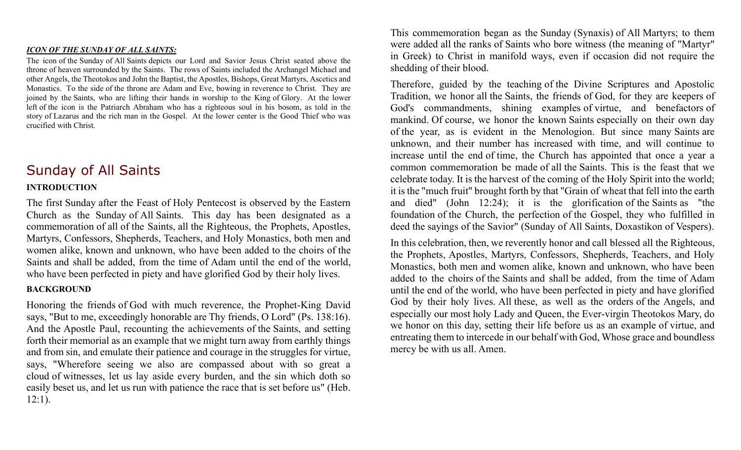***ICON OF THE SUNDAY OF ALL SAINTS:***

The icon of the Sunday of All Saints depicts our Lord and Savior Jesus Christ seated above the throne of heaven surrounded by the Saints. The rows of Saints included the Archangel Michael and other Angels, the Theotokos and John the Baptist, the Apostles, Bishops, Great Martyrs, Ascetics and Monastics. To the side of the throne are Adam and Eve, bowing in reverence to Christ. They are joined by the Saints, who are lifting their hands in worship to the King of Glory. At the lower left of the icon is the Patriarch Abraham who has a righteous soul in his bosom, as told in the story of Lazarus and the rich man in the Gospel. At the lower center is the Good Thief who was crucified with Christ.

## Sunday of All Saints

**INTRODUCTION**

The first Sunday after the Feast of Holy Pentecost is observed by the Eastern Church as the Sunday of All Saints. This day has been designated as a commemoration of all of the Saints, all the Righteous, the Prophets, Apostles, Martyrs, Confessors, Shepherds, Teachers, and Holy Monastics, both men and women alike, known and unknown, who have been added to the choirs of the Saints and shall be added, from the time of Adam until the end of the world, who have been perfected in piety and have glorified God by their holy lives.

**BACKGROUND**

Honoring the friends of God with much reverence, the Prophet-King David says, "But to me, exceedingly honorable are Thy friends, O Lord" (Ps. 138:16). And the Apostle Paul, recounting the achievements of the Saints, and setting forth their memorial as an example that we might turn away from earthly things and from sin, and emulate their patience and courage in the struggles for virtue, says, "Wherefore seeing we also are compassed about with so great a cloud of witnesses, let us lay aside every burden, and the sin which doth so easily beset us, and let us run with patience the race that is set before us" (Heb. 12:1).

This commemoration began as the Sunday (Synaxis) of All Martyrs; to them were added all the ranks of Saints who bore witness (the meaning of "Martyr" in Greek) to Christ in manifold ways, even if occasion did not require the shedding of their blood.

Therefore, guided by the teaching of the Divine Scriptures and Apostolic Tradition, we honor all the Saints, the friends of God, for they are keepers of God's commandments, shining examples of virtue, and benefactors of mankind. Of course, we honor the known Saints especially on their own day of the year, as is evident in the Menologion. But since many Saints are unknown, and their number has increased with time, and will continue to increase until the end of time, the Church has appointed that once a year a common commemoration be made of all the Saints. This is the feast that we celebrate today. It is the harvest of the coming of the Holy Spirit into the world; it is the "much fruit" brought forth by that "Grain of wheat that fell into the earth and died" (John 12:24); it is the glorification of the Saints as "the foundation of the Church, the perfection of the Gospel, they who fulfilled in deed the sayings of the Savior" (Sunday of All Saints, Doxastikon of Vespers).

In this celebration, then, we reverently honor and call blessed all the Righteous, the Prophets, Apostles, Martyrs, Confessors, Shepherds, Teachers, and Holy Monastics, both men and women alike, known and unknown, who have been added to the choirs of the Saints and shall be added, from the time of Adam until the end of the world, who have been perfected in piety and have glorified God by their holy lives. All these, as well as the orders of the Angels, and especially our most holy Lady and Queen, the Ever-virgin Theotokos Mary, do we honor on this day, setting their life before us as an example of virtue, and entreating them to intercede in our behalf with God, Whose grace and boundless mercy be with us all. Amen.